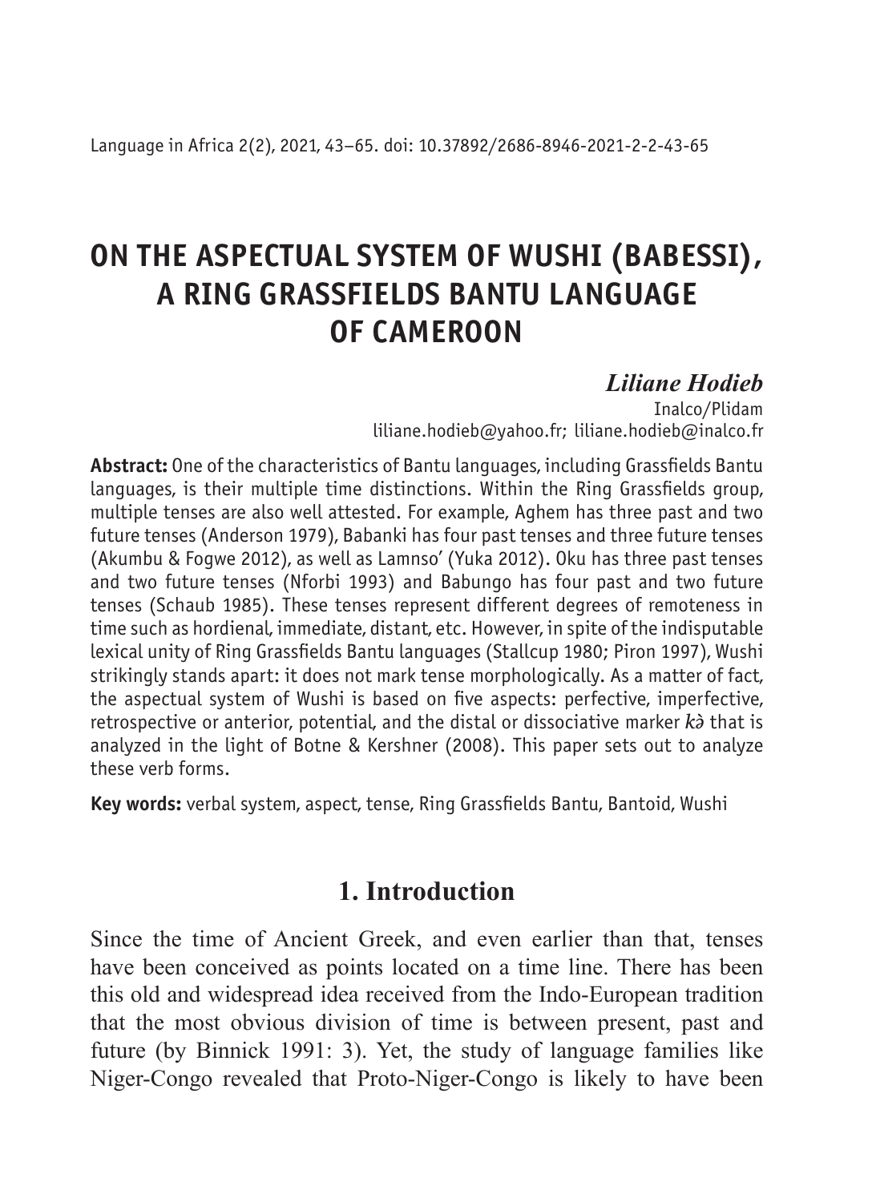Language in Africa 2(2), 2021, 43–65. doi: 10.37892/2686-8946-2021-2-2-43-65

# ON THE ASPECTUAL SYSTEM OF WUSHI (BABESSI), A RING GRASSFIELDS BANTU LANGUAGE OF CAMEROON

***Liliane Hodieb***

Inalco/Plidam
liliane.hodieb@yahoo.fr; liliane.hodieb@inalco.fr

**Abstract:** One of the characteristics of Bantu languages, including Grassfields Bantu languages, is their multiple time distinctions. Within the Ring Grassfields group, multiple tenses are also well attested. For example, Aghem has three past and two future tenses (Anderson 1979), Babanki has four past tenses and three future tenses (Akumbu & Fogwe 2012), as well as Lamnso' (Yuka 2012). Oku has three past tenses and two future tenses (Nforbi 1993) and Babungo has four past and two future tenses (Schaub 1985). These tenses represent different degrees of remoteness in time such as hordienal, immediate, distant, etc. However, in spite of the indisputable lexical unity of Ring Grassfields Bantu languages (Stallcup 1980; Piron 1997), Wushi strikingly stands apart: it does not mark tense morphologically. As a matter of fact, the aspectual system of Wushi is based on five aspects: perfective, imperfective, retrospective or anterior, potential, and the distal or dissociative marker *kə̀* that is analyzed in the light of Botne & Kershner (2008). This paper sets out to analyze these verb forms.

**Key words:** verbal system, aspect, tense, Ring Grassfields Bantu, Bantoid, Wushi

## 1. Introduction

Since the time of Ancient Greek, and even earlier than that, tenses have been conceived as points located on a time line. There has been this old and widespread idea received from the Indo-European tradition that the most obvious division of time is between present, past and future (by Binnick 1991: 3). Yet, the study of language families like Niger-Congo revealed that Proto-Niger-Congo is likely to have been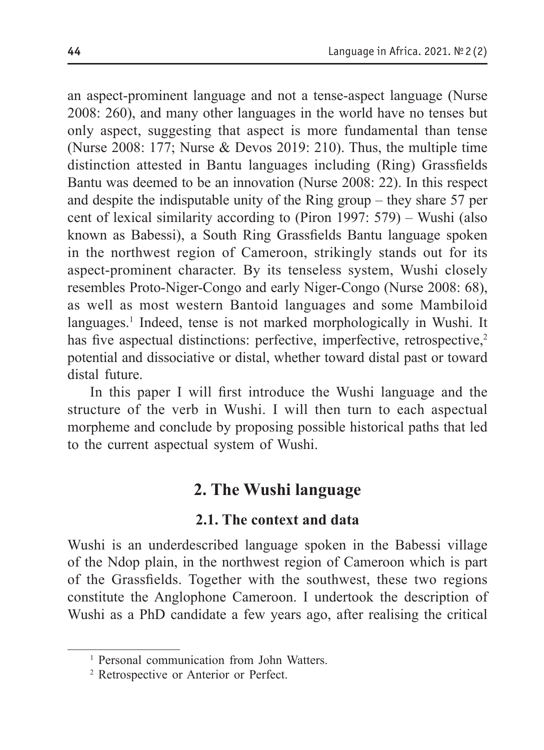an aspect-prominent language and not a tense-aspect language (Nurse 2008: 260), and many other languages in the world have no tenses but only aspect, suggesting that aspect is more fundamental than tense (Nurse 2008: 177; Nurse & Devos 2019: 210). Thus, the multiple time distinction attested in Bantu languages including (Ring) Grassfields Bantu was deemed to be an innovation (Nurse 2008: 22). In this respect and despite the indisputable unity of the Ring group – they share 57 per cent of lexical similarity according to (Piron 1997: 579) – Wushi (also known as Babessi), a South Ring Grassfields Bantu language spoken in the northwest region of Cameroon, strikingly stands out for its aspect-prominent character. By its tenseless system, Wushi closely resembles Proto-Niger-Congo and early Niger-Congo (Nurse 2008: 68), as well as most western Bantoid languages and some Mambiloid languages.[1] Indeed, tense is not marked morphologically in Wushi. It has five aspectual distinctions: perfective, imperfective, retrospective,[2] potential and dissociative or distal, whether toward distal past or toward distal future.

In this paper I will first introduce the Wushi language and the structure of the verb in Wushi. I will then turn to each aspectual morpheme and conclude by proposing possible historical paths that led to the current aspectual system of Wushi.

## 2. The Wushi language

### 2.1. The context and data

Wushi is an underdescribed language spoken in the Babessi village of the Ndop plain, in the northwest region of Cameroon which is part of the Grassfields. Together with the southwest, these two regions constitute the Anglophone Cameroon. I undertook the description of Wushi as a PhD candidate a few years ago, after realising the critical

[1] Personal communication from John Watters.

[2] Retrospective or Anterior or Perfect.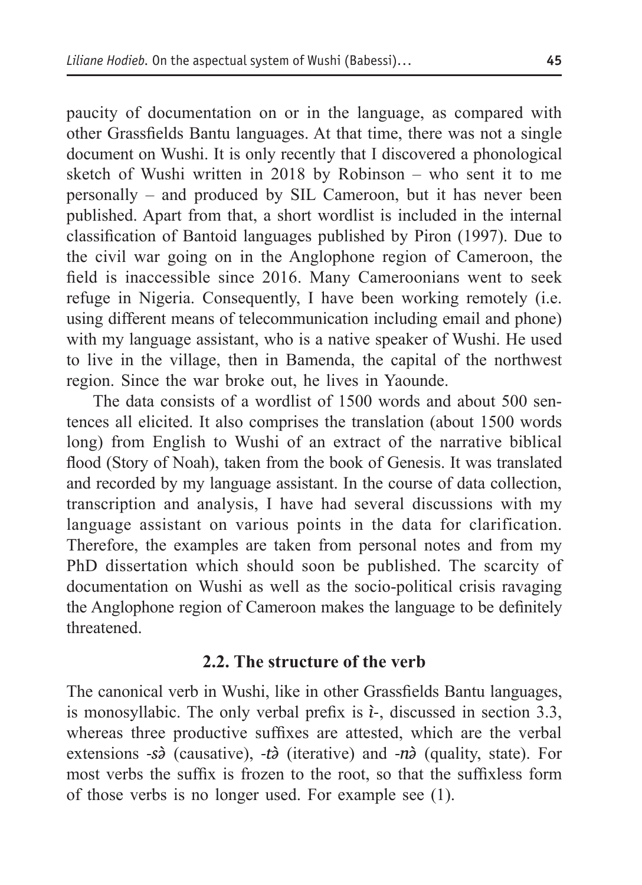paucity of documentation on or in the language, as compared with other Grassfields Bantu languages. At that time, there was not a single document on Wushi. It is only recently that I discovered a phonological sketch of Wushi written in 2018 by Robinson – who sent it to me personally – and produced by SIL Cameroon, but it has never been published. Apart from that, a short wordlist is included in the internal classification of Bantoid languages published by Piron (1997). Due to the civil war going on in the Anglophone region of Cameroon, the field is inaccessible since 2016. Many Cameroonians went to seek refuge in Nigeria. Consequently, I have been working remotely (i.e. using different means of telecommunication including email and phone) with my language assistant, who is a native speaker of Wushi. He used to live in the village, then in Bamenda, the capital of the northwest region. Since the war broke out, he lives in Yaounde.

The data consists of a wordlist of 1500 words and about 500 sentences all elicited. It also comprises the translation (about 1500 words long) from English to Wushi of an extract of the narrative biblical flood (Story of Noah), taken from the book of Genesis. It was translated and recorded by my language assistant. In the course of data collection, transcription and analysis, I have had several discussions with my language assistant on various points in the data for clarification. Therefore, the examples are taken from personal notes and from my PhD dissertation which should soon be published. The scarcity of documentation on Wushi as well as the socio-political crisis ravaging the Anglophone region of Cameroon makes the language to be definitely threatened.

### 2.2. The structure of the verb

The canonical verb in Wushi, like in other Grassfields Bantu languages, is monosyllabic. The only verbal prefix is *ì-*, discussed in section 3.3, whereas three productive suffixes are attested, which are the verbal extensions *-sə̀* (causative), *-tə̀* (iterative) and *-nə̀* (quality, state). For most verbs the suffix is frozen to the root, so that the suffixless form of those verbs is no longer used. For example see (1).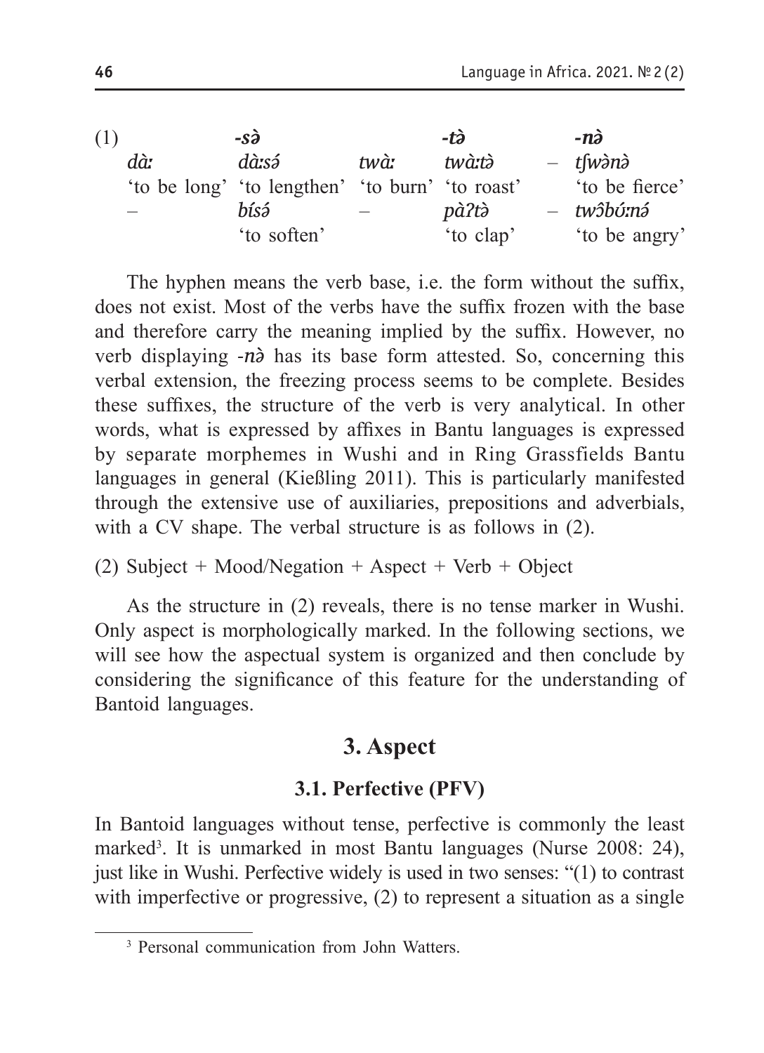(1)

| | *-sə̀* | | *-tə̀* | | *-nə̀* |
|---|---|---|---|---|---|
| *dàː* | *dàːsə́* | *twàː* | *twàːtə̀* | – | *tʃwə̀nə̀* |
| 'to be long' | 'to lengthen' | 'to burn' | 'to roast' | | 'to be fierce' |
| – | *bísə́* | – | *pàʔtə̀* | – | *twɔ̂búːnə́* |
| | 'to soften' | | 'to clap' | | 'to be angry' |

The hyphen means the verb base, i.e. the form without the suffix, does not exist. Most of the verbs have the suffix frozen with the base and therefore carry the meaning implied by the suffix. However, no verb displaying *-nə̀* has its base form attested. So, concerning this verbal extension, the freezing process seems to be complete. Besides these suffixes, the structure of the verb is very analytical. In other words, what is expressed by affixes in Bantu languages is expressed by separate morphemes in Wushi and in Ring Grassfields Bantu languages in general (Kießling 2011). This is particularly manifested through the extensive use of auxiliaries, prepositions and adverbials, with a CV shape. The verbal structure is as follows in (2).

(2) Subject + Mood/Negation + Aspect + Verb + Object

As the structure in (2) reveals, there is no tense marker in Wushi. Only aspect is morphologically marked. In the following sections, we will see how the aspectual system is organized and then conclude by considering the significance of this feature for the understanding of Bantoid languages.

## 3. Aspect

### 3.1. Perfective (PFV)

In Bantoid languages without tense, perfective is commonly the least marked[3]. It is unmarked in most Bantu languages (Nurse 2008: 24), just like in Wushi. Perfective widely is used in two senses: "(1) to contrast with imperfective or progressive, (2) to represent a situation as a single

[3] Personal communication from John Watters.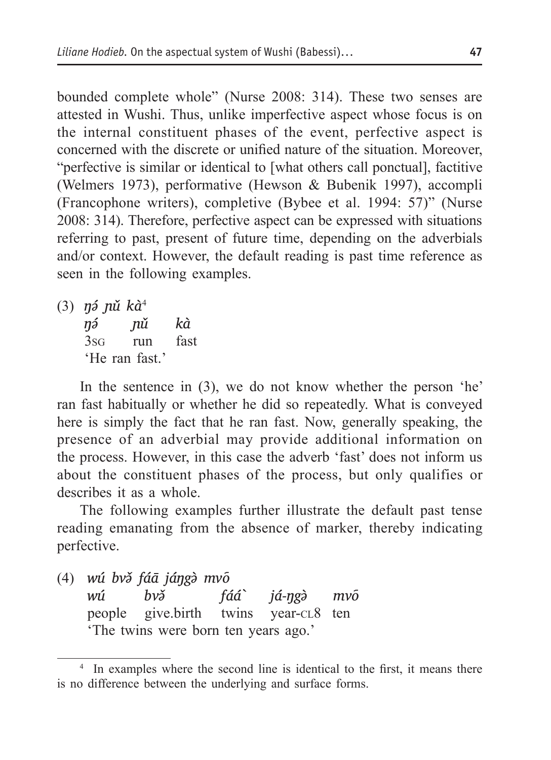bounded complete whole" (Nurse 2008: 314). These two senses are attested in Wushi. Thus, unlike imperfective aspect whose focus is on the internal constituent phases of the event, perfective aspect is concerned with the discrete or unified nature of the situation. Moreover, "perfective is similar or identical to [what others call ponctual], factitive (Welmers 1973), performative (Hewson & Bubenik 1997), accompli (Francophone writers), completive (Bybee et al. 1994: 57)" (Nurse 2008: 314). Therefore, perfective aspect can be expressed with situations referring to past, present of future time, depending on the adverbials and/or context. However, the default reading is past time reference as seen in the following examples.

(3) *ŋə́ ɲŭ kà*[4]
*ŋə́ ɲŭ kà*
3SG run fast
'He ran fast.'

In the sentence in (3), we do not know whether the person 'he' ran fast habitually or whether he did so repeatedly. What is conveyed here is simply the fact that he ran fast. Now, generally speaking, the presence of an adverbial may provide additional information on the process. However, in this case the adverb 'fast' does not inform us about the constituent phases of the process, but only qualifies or describes it as a whole.

The following examples further illustrate the default past tense reading emanating from the absence of marker, thereby indicating perfective.

(4) *wú bvə̌ fáā jáŋgə̀ mvō*
*wú bvə̌ fáá` já-ŋgə̀ mvō*
people give.birth twins year-CL8 ten
'The twins were born ten years ago.'

[4] In examples where the second line is identical to the first, it means there is no difference between the underlying and surface forms.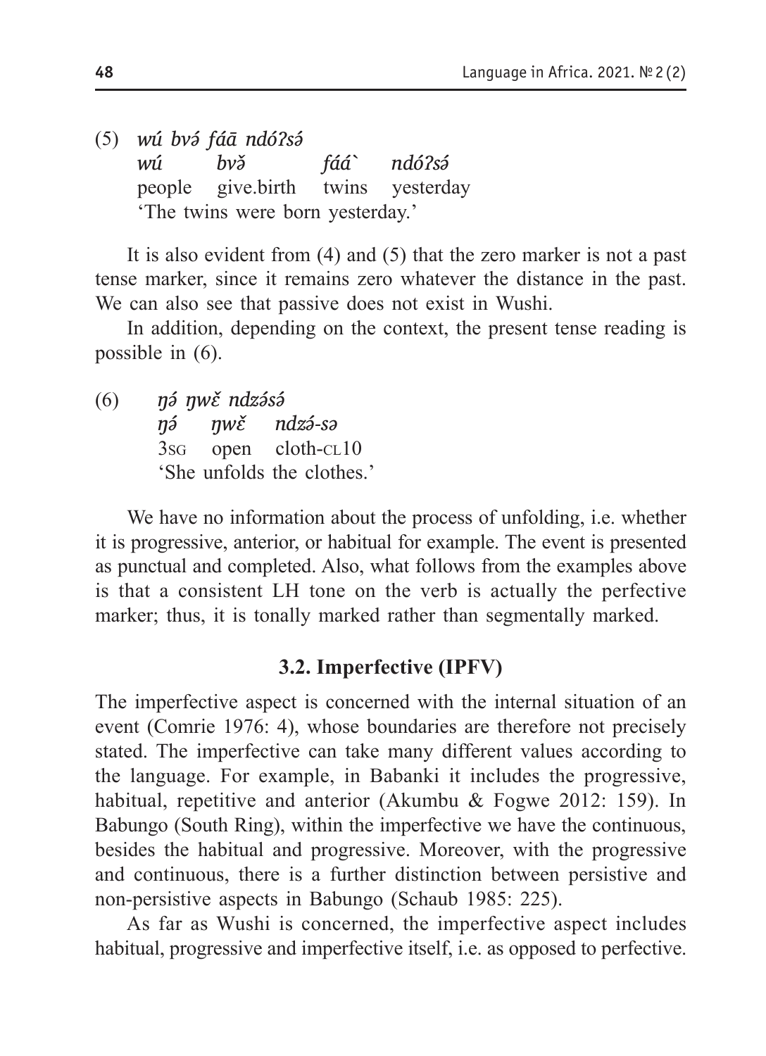(5) *wú bvə́ fáā ndóʔsə́*

| *wú* | *bvə̌* | *fáá`* | *ndóʔsə́* |
|---|---|---|---|
| people | give.birth | twins | yesterday |

'The twins were born yesterday.'

It is also evident from (4) and (5) that the zero marker is not a past tense marker, since it remains zero whatever the distance in the past. We can also see that passive does not exist in Wushi.

In addition, depending on the context, the present tense reading is possible in (6).

(6) *ŋə́ ŋwɛ̌ ndzə́sə́*

| *ŋə́* | *ŋwɛ̌* | *ndzə́-sə* |
|---|---|---|
| 3SG | open | cloth-CL10 |

'She unfolds the clothes.'

We have no information about the process of unfolding, i.e. whether it is progressive, anterior, or habitual for example. The event is presented as punctual and completed. Also, what follows from the examples above is that a consistent LH tone on the verb is actually the perfective marker; thus, it is tonally marked rather than segmentally marked.

### 3.2. Imperfective (IPFV)

The imperfective aspect is concerned with the internal situation of an event (Comrie 1976: 4), whose boundaries are therefore not precisely stated. The imperfective can take many different values according to the language. For example, in Babanki it includes the progressive, habitual, repetitive and anterior (Akumbu & Fogwe 2012: 159). In Babungo (South Ring), within the imperfective we have the continuous, besides the habitual and progressive. Moreover, with the progressive and continuous, there is a further distinction between persistive and non-persistive aspects in Babungo (Schaub 1985: 225).

As far as Wushi is concerned, the imperfective aspect includes habitual, progressive and imperfective itself, i.e. as opposed to perfective.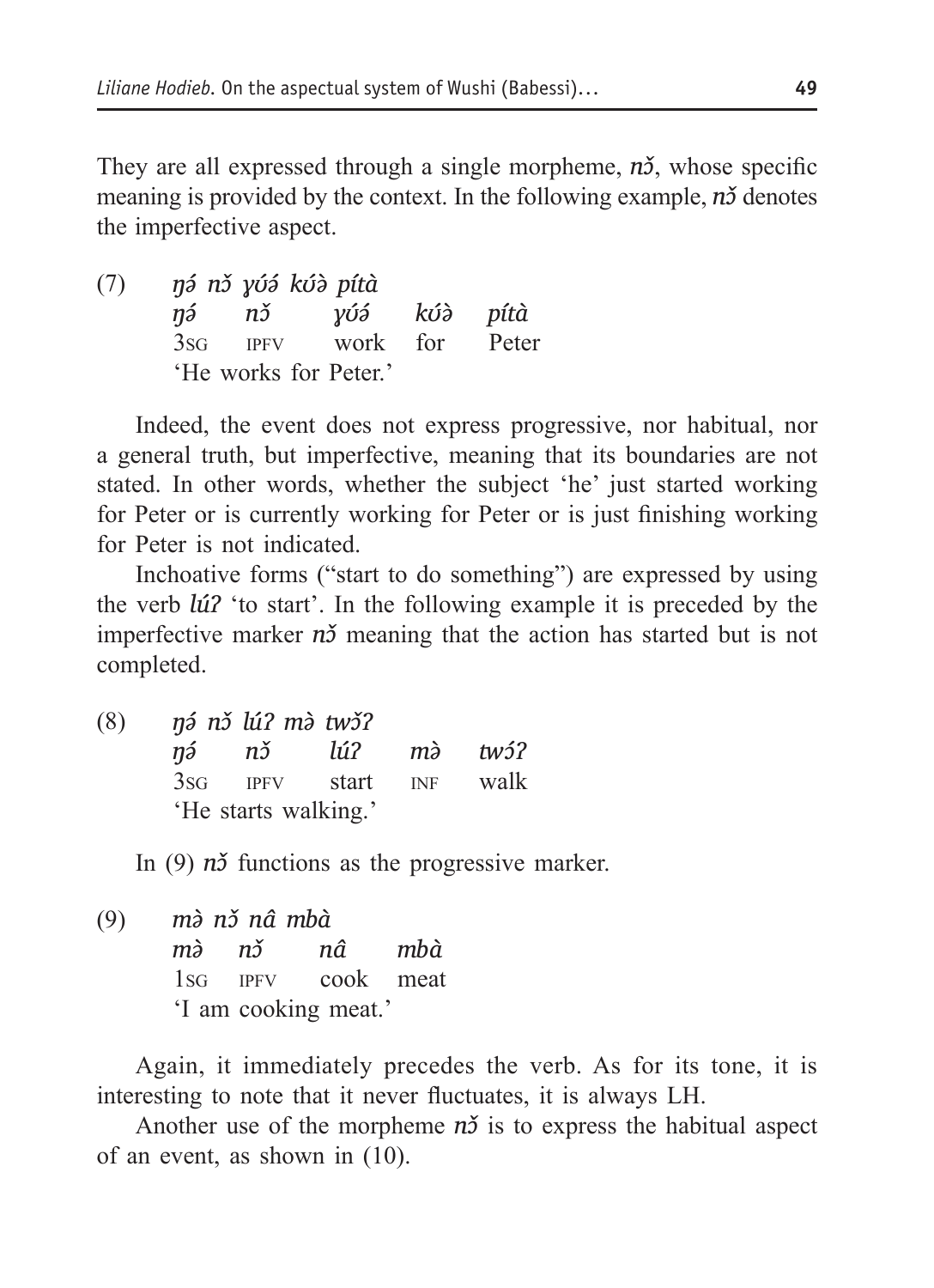They are all expressed through a single morpheme, *nɔ̌*, whose specific meaning is provided by the context. In the following example, *nɔ̌* denotes the imperfective aspect.

(7) *ŋə́ nɔ̌ ɣʊ́ə́ kʊ́ə̀ pítà*

| *ŋə́* | *nɔ̌* | *ɣʊ́ə́* | *kʊ́ə̀* | *pítà* |
|---|---|---|---|---|
| 3SG | IPFV | work | for | Peter |

'He works for Peter.'

Indeed, the event does not express progressive, nor habitual, nor a general truth, but imperfective, meaning that its boundaries are not stated. In other words, whether the subject 'he' just started working for Peter or is currently working for Peter or is just finishing working for Peter is not indicated.

Inchoative forms ("start to do something") are expressed by using the verb *lúʔ* 'to start'. In the following example it is preceded by the imperfective marker *nɔ̌* meaning that the action has started but is not completed.

(8) *ŋə́ nɔ̌ lúʔ mə̀ twɔ̌ʔ*

| *ŋə́* | *nɔ̌* | *lúʔ* | *mə̀* | *twɔ́ʔ* |
|---|---|---|---|---|
| 3SG | IPFV | start | INF | walk |

'He starts walking.'

In (9) *nɔ̌* functions as the progressive marker.

(9) *mə̀ nɔ̌ nâ mbà*

| *mə̀* | *nɔ̌* | *nâ* | *mbà* |
|---|---|---|---|
| 1SG | IPFV | cook | meat |

'I am cooking meat.'

Again, it immediately precedes the verb. As for its tone, it is interesting to note that it never fluctuates, it is always LH.

Another use of the morpheme *nɔ̌* is to express the habitual aspect of an event, as shown in (10).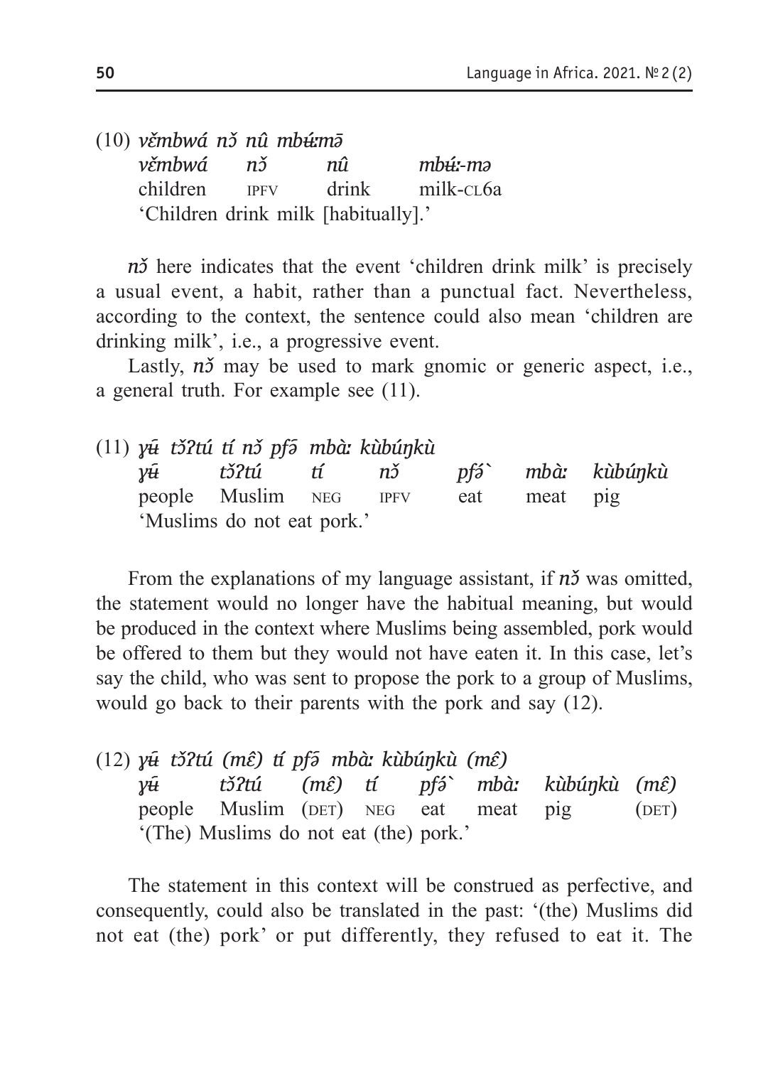(10) *vɛ̌mbwá nɔ̌ nû mbʉ́ːmə̄*

| *vɛ̌mbwá* | *nɔ̌* | *nû* | *mbʉ́ː-mə* |
|---|---|---|---|
| children | IPFV | drink | milk-CL6a |

'Children drink milk [habitually].'

*nɔ̌* here indicates that the event 'children drink milk' is precisely a usual event, a habit, rather than a punctual fact. Nevertheless, according to the context, the sentence could also mean 'children are drinking milk', i.e., a progressive event.

Lastly, *nɔ̌* may be used to mark gnomic or generic aspect, i.e., a general truth. For example see (11).

(11) *ɣʉ̄ tɔ̌ʔtú tí nɔ̌ pfə̄ mbàː kùbúŋkù*

| *ɣʉ̄* | *tɔ̌ʔtú* | *tí* | *nɔ̌* | *pfə́`* | *mbàː* | *kùbúŋkù* |
|---|---|---|---|---|---|---|
| people | Muslim | NEG | IPFV | eat | meat | pig |

'Muslims do not eat pork.'

From the explanations of my language assistant, if *nɔ̌* was omitted, the statement would no longer have the habitual meaning, but would be produced in the context where Muslims being assembled, pork would be offered to them but they would not have eaten it. In this case, let's say the child, who was sent to propose the pork to a group of Muslims, would go back to their parents with the pork and say (12).

(12) *ɣʉ̄ tɔ̌ʔtú (mɛ̂) tí pfə̄ mbàː kùbúŋkù (mɛ̂)*

| *ɣʉ̄* | *tɔ̌ʔtú* | *(mɛ̂)* | *tí* | *pfə́`* | *mbàː* | *kùbúŋkù* | *(mɛ̂)* |
|---|---|---|---|---|---|---|---|
| people | Muslim | (DET) | NEG | eat | meat | pig | (DET) |

'(The) Muslims do not eat (the) pork.'

The statement in this context will be construed as perfective, and consequently, could also be translated in the past: '(the) Muslims did not eat (the) pork' or put differently, they refused to eat it. The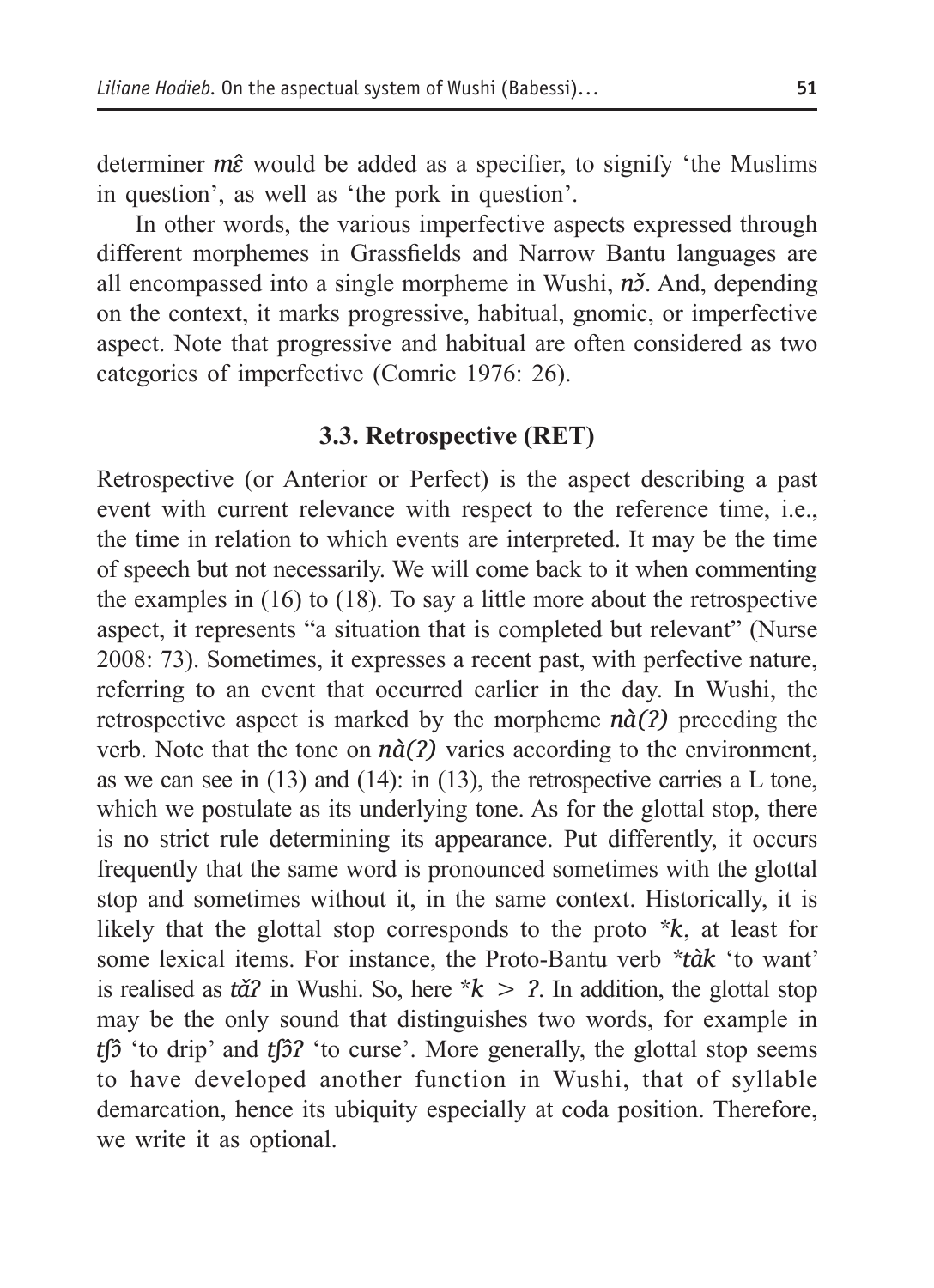determiner *mɛ̂* would be added as a specifier, to signify 'the Muslims in question', as well as 'the pork in question'.

In other words, the various imperfective aspects expressed through different morphemes in Grassfields and Narrow Bantu languages are all encompassed into a single morpheme in Wushi, *nɔ̌*. And, depending on the context, it marks progressive, habitual, gnomic, or imperfective aspect. Note that progressive and habitual are often considered as two categories of imperfective (Comrie 1976: 26).

### 3.3. Retrospective (RET)

Retrospective (or Anterior or Perfect) is the aspect describing a past event with current relevance with respect to the reference time, i.e., the time in relation to which events are interpreted. It may be the time of speech but not necessarily. We will come back to it when commenting the examples in (16) to (18). To say a little more about the retrospective aspect, it represents "a situation that is completed but relevant" (Nurse 2008: 73). Sometimes, it expresses a recent past, with perfective nature, referring to an event that occurred earlier in the day. In Wushi, the retrospective aspect is marked by the morpheme *nà(ʔ)* preceding the verb. Note that the tone on *nà(ʔ)* varies according to the environment, as we can see in (13) and (14): in (13), the retrospective carries a L tone, which we postulate as its underlying tone. As for the glottal stop, there is no strict rule determining its appearance. Put differently, it occurs frequently that the same word is pronounced sometimes with the glottal stop and sometimes without it, in the same context. Historically, it is likely that the glottal stop corresponds to the proto *\*k*, at least for some lexical items. For instance, the Proto-Bantu verb *\*tàk* 'to want' is realised as *tǎʔ* in Wushi. So, here *\*k > ʔ*. In addition, the glottal stop may be the only sound that distinguishes two words, for example in *tʃɔ̂* 'to drip' and *tʃɔ̂ʔ* 'to curse'. More generally, the glottal stop seems to have developed another function in Wushi, that of syllable demarcation, hence its ubiquity especially at coda position. Therefore, we write it as optional.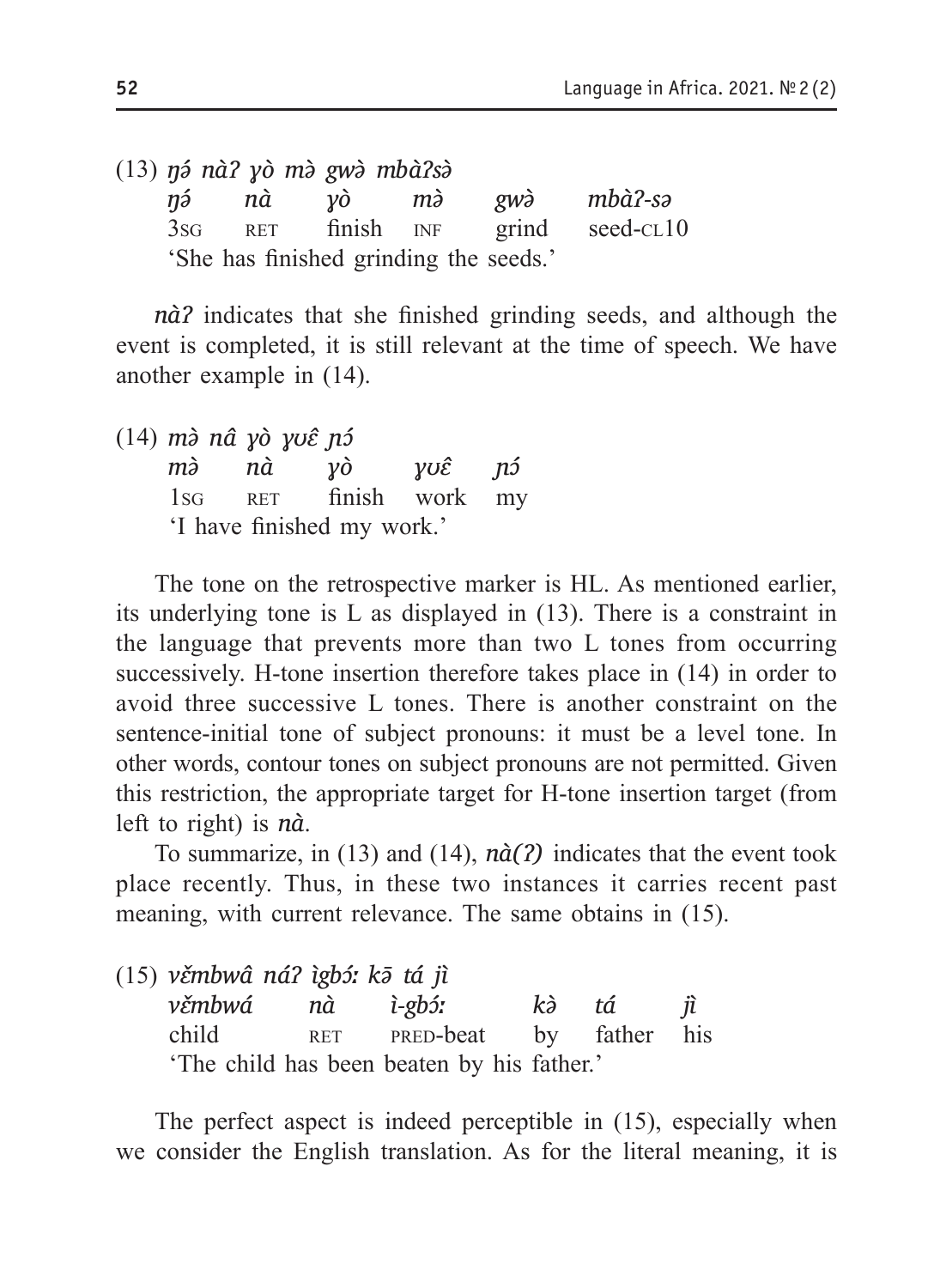(13) *ŋə́ nàʔ ɣò mə̀ gwə̀ mbàʔsə̀*

| *ŋə́* | *nà* | *ɣò* | *mə̀* | *gwə̀* | *mbàʔ-sə* |
|---|---|---|---|---|---|
| 3SG | RET | finish | INF | grind | seed-CL10 |

'She has finished grinding the seeds.'

*nàʔ* indicates that she finished grinding seeds, and although the event is completed, it is still relevant at the time of speech. We have another example in (14).

(14) *mə̀ nâ ɣò ɣʊɛ̂ ɲɔ́*

| *mə̀* | *nà* | *ɣò* | *ɣʊɛ̂* | *ɲɔ́* |
|---|---|---|---|---|
| 1SG | RET | finish | work | my |

'I have finished my work.'

The tone on the retrospective marker is HL. As mentioned earlier, its underlying tone is L as displayed in (13). There is a constraint in the language that prevents more than two L tones from occurring successively. H-tone insertion therefore takes place in (14) in order to avoid three successive L tones. There is another constraint on the sentence-initial tone of subject pronouns: it must be a level tone. In other words, contour tones on subject pronouns are not permitted. Given this restriction, the appropriate target for H-tone insertion target (from left to right) is ***nà***.

To summarize, in (13) and (14), ***nà(ʔ)*** indicates that the event took place recently. Thus, in these two instances it carries recent past meaning, with current relevance. The same obtains in (15).

(15) *vɛ̌mbwâ náʔ ìgbɔ́ː kā tá jì*

| *vɛ̌mbwá* | *nà* | *ì-gbɔ́ː* | *kə̀* | *tá* | *jì* |
|---|---|---|---|---|---|
| child | RET | PRED-beat | by | father | his |

'The child has been beaten by his father.'

The perfect aspect is indeed perceptible in (15), especially when we consider the English translation. As for the literal meaning, it is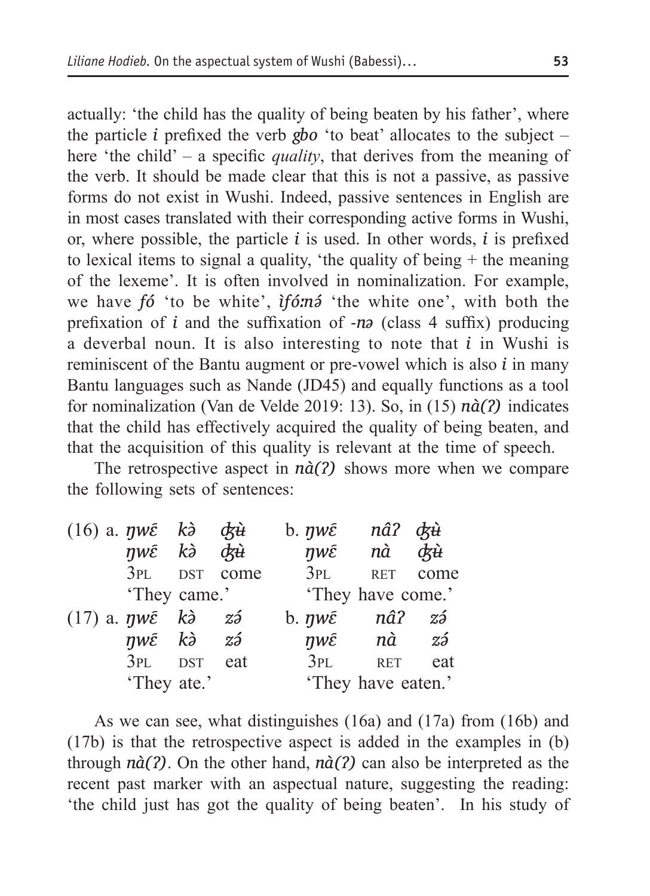actually: 'the child has the quality of being beaten by his father', where the particle *i* prefixed the verb *gbo* 'to beat' allocates to the subject – here 'the child' – a specific *quality*, that derives from the meaning of the verb. It should be made clear that this is not a passive, as passive forms do not exist in Wushi. Indeed, passive sentences in English are in most cases translated with their corresponding active forms in Wushi, or, where possible, the particle *i* is used. In other words, *i* is prefixed to lexical items to signal a quality, 'the quality of being + the meaning of the lexeme'. It is often involved in nominalization. For example, we have *fó* 'to be white', *ìfó:nə́* 'the white one', with both the prefixation of *i* and the suffixation of *-nə* (class 4 suffix) producing a deverbal noun. It is also interesting to note that *i* in Wushi is reminiscent of the Bantu augment or pre-vowel which is also *i* in many Bantu languages such as Nande (JD45) and equally functions as a tool for nominalization (Van de Velde 2019: 13). So, in (15) *nà(ʔ)* indicates that the child has effectively acquired the quality of being beaten, and that the acquisition of this quality is relevant at the time of speech.

The retrospective aspect in *nà(ʔ)* shows more when we compare the following sets of sentences:

(16) a. *ŋwɛ̄ kə̀ ʤʉ̀*
ŋwɛ̄ kə̀ ʤʉ̀
3PL DST come
'They came.'

b. *ŋwɛ̄ nâʔ ʤʉ̀*
ŋwɛ̄ nà ʤʉ̀
3PL RET come
'They have come.'

(17) a. *ŋwɛ̄ kə̀ zə́*
ŋwɛ̄ kə̀ zə́
3PL DST eat
'They ate.'

b. *ŋwɛ̄ nâʔ zə́*
ŋwɛ̄ nà zə́
3PL RET eat
'They have eaten.'

As we can see, what distinguishes (16a) and (17a) from (16b) and (17b) is that the retrospective aspect is added in the examples in (b) through *nà(ʔ)*. On the other hand, *nà(ʔ)* can also be interpreted as the recent past marker with an aspectual nature, suggesting the reading: 'the child just has got the quality of being beaten'. In his study of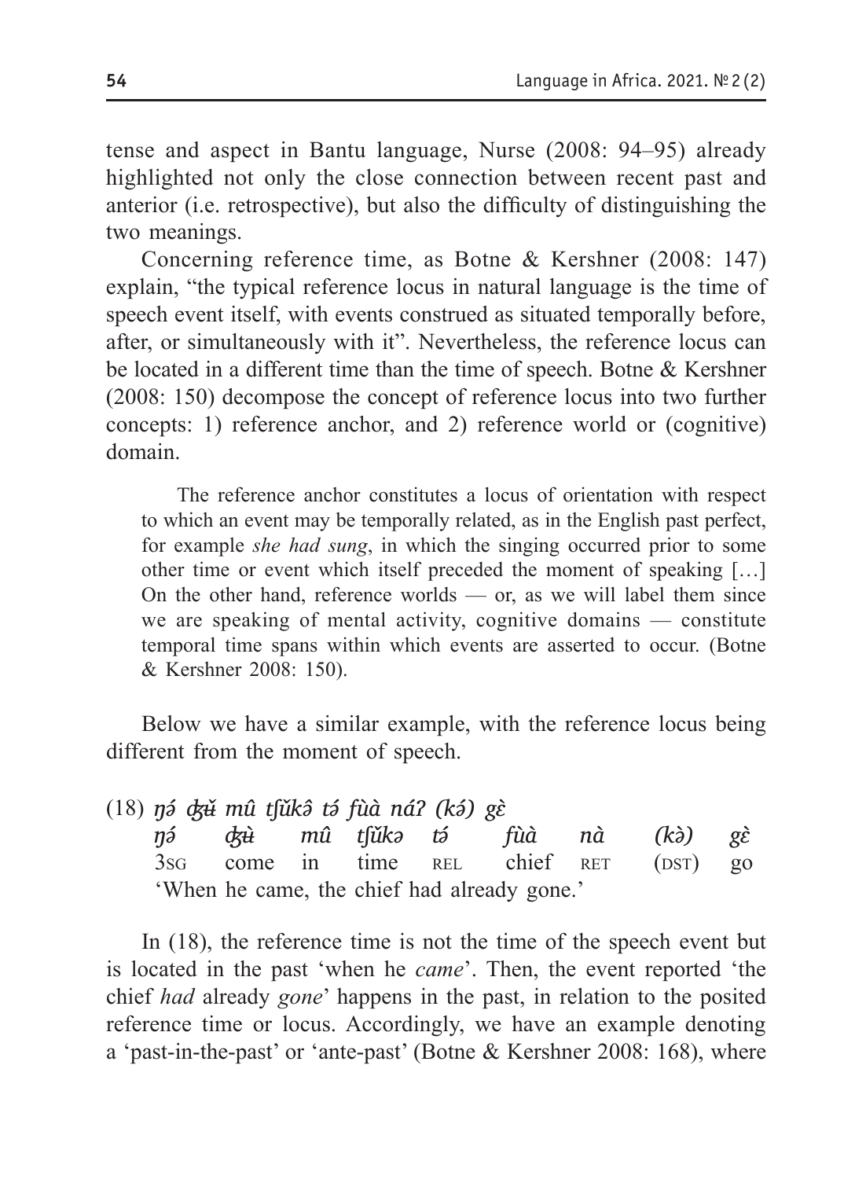tense and aspect in Bantu language, Nurse (2008: 94–95) already highlighted not only the close connection between recent past and anterior (i.e. retrospective), but also the difficulty of distinguishing the two meanings.

Concerning reference time, as Botne & Kershner (2008: 147) explain, "the typical reference locus in natural language is the time of speech event itself, with events construed as situated temporally before, after, or simultaneously with it". Nevertheless, the reference locus can be located in a different time than the time of speech. Botne & Kershner (2008: 150) decompose the concept of reference locus into two further concepts: 1) reference anchor, and 2) reference world or (cognitive) domain.

> The reference anchor constitutes a locus of orientation with respect to which an event may be temporally related, as in the English past perfect, for example *she had sung*, in which the singing occurred prior to some other time or event which itself preceded the moment of speaking […] On the other hand, reference worlds — or, as we will label them since we are speaking of mental activity, cognitive domains — constitute temporal time spans within which events are asserted to occur. (Botne & Kershner 2008: 150).

Below we have a similar example, with the reference locus being different from the moment of speech.

(18) *ŋə́ ʤʉ̌ mû tʃŭkə̂ tə́ fùà náʔ (kə́) gɛ̀*

| *ŋə́* | *ʤʉ̀* | *mû* | *tʃŭkə* | *tə́* | *fùà* | *nà* | *(kə̀)* | *gɛ̀* |
|---|---|---|---|---|---|---|---|---|
| 3SG | come | in | time | REL | chief | RET | (DST) | go |

'When he came, the chief had already gone.'

In (18), the reference time is not the time of the speech event but is located in the past 'when he *came*'. Then, the event reported 'the chief *had* already *gone*' happens in the past, in relation to the posited reference time or locus. Accordingly, we have an example denoting a 'past-in-the-past' or 'ante-past' (Botne & Kershner 2008: 168), where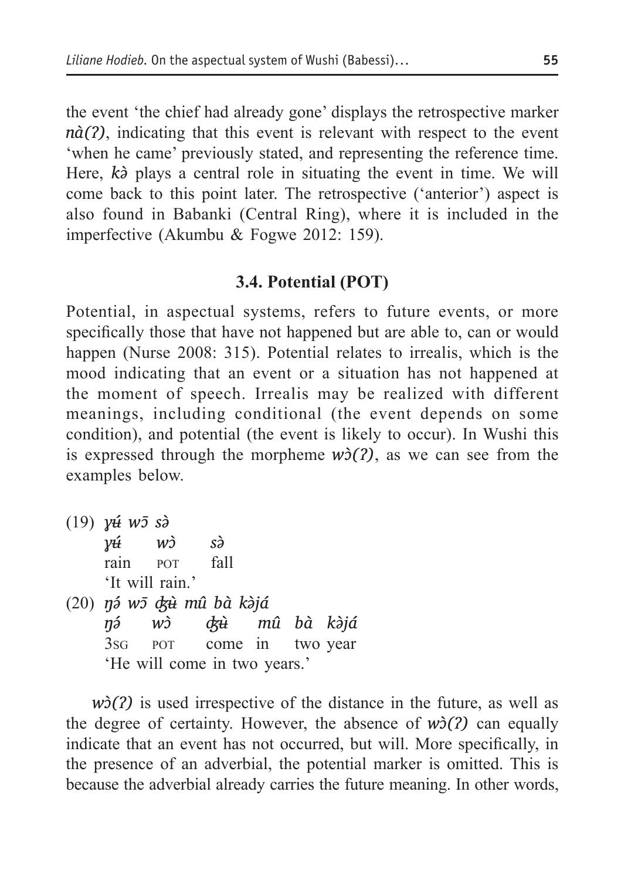the event 'the chief had already gone' displays the retrospective marker *nà(ʔ)*, indicating that this event is relevant with respect to the event 'when he came' previously stated, and representing the reference time. Here, *kə̀* plays a central role in situating the event in time. We will come back to this point later. The retrospective ('anterior') aspect is also found in Babanki (Central Ring), where it is included in the imperfective (Akumbu & Fogwe 2012: 159).

### 3.4. Potential (POT)

Potential, in aspectual systems, refers to future events, or more specifically those that have not happened but are able to, can or would happen (Nurse 2008: 315). Potential relates to irrealis, which is the mood indicating that an event or a situation has not happened at the moment of speech. Irrealis may be realized with different meanings, including conditional (the event depends on some condition), and potential (the event is likely to occur). In Wushi this is expressed through the morpheme *wɔ̀(ʔ)*, as we can see from the examples below.

(19) *ɣʉ́ wɔ̄ sə̀*
 *ɣʉ́* *wɔ̀* *sə̀*
 rain POT fall
 'It will rain.'

(20) *ŋə́ wɔ̄ ʤʉ̀ mû bà kə̀já*
 *ŋə́* *wɔ̀* *ʤʉ̀* *mû* *bà* *kə̀já*
 3SG POT come in two year
 'He will come in two years.'

*wɔ̀(ʔ)* is used irrespective of the distance in the future, as well as the degree of certainty. However, the absence of *wɔ̀(ʔ)* can equally indicate that an event has not occurred, but will. More specifically, in the presence of an adverbial, the potential marker is omitted. This is because the adverbial already carries the future meaning. In other words,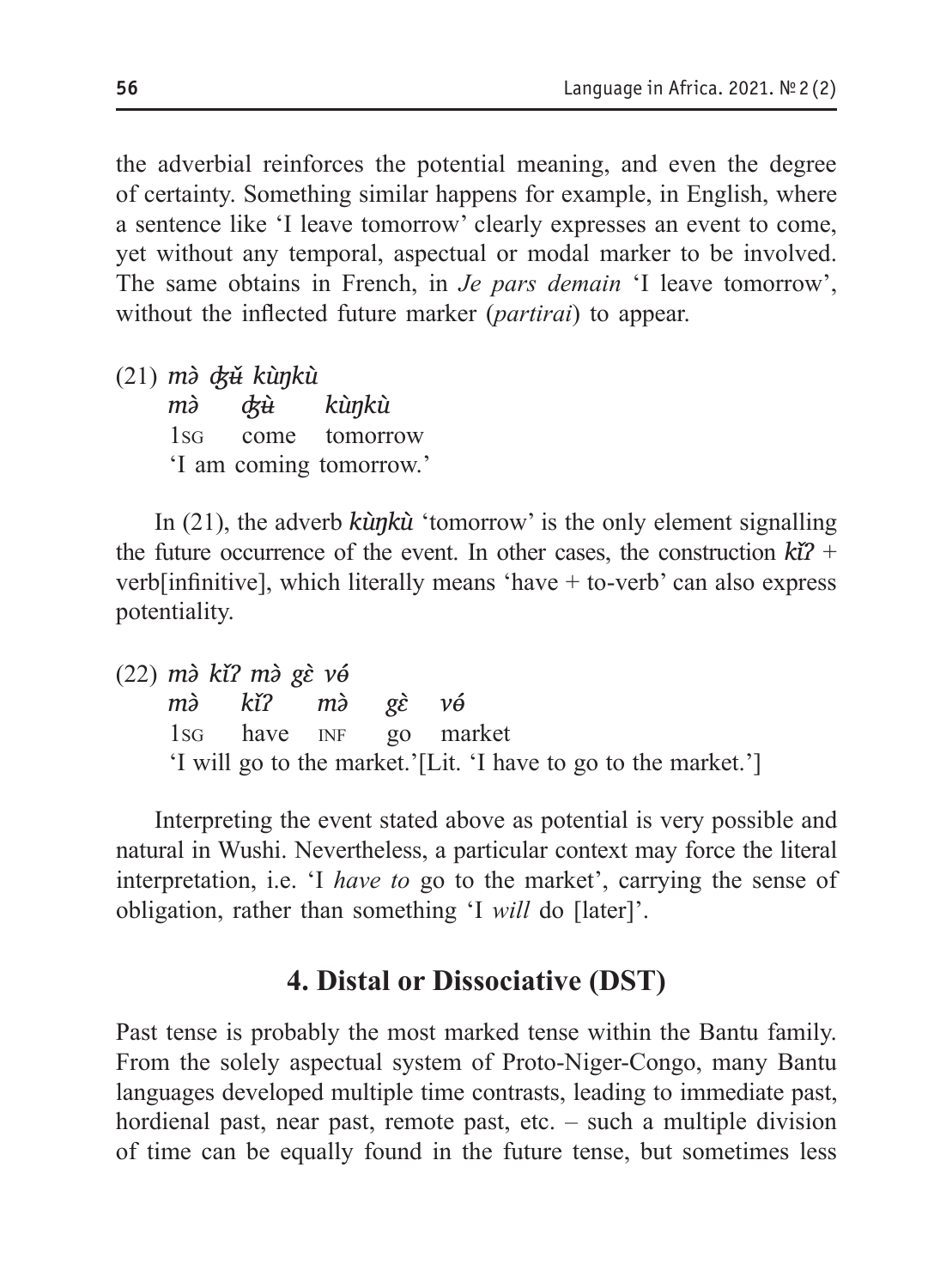the adverbial reinforces the potential meaning, and even the degree of certainty. Something similar happens for example, in English, where a sentence like 'I leave tomorrow' clearly expresses an event to come, yet without any temporal, aspectual or modal marker to be involved. The same obtains in French, in *Je pars demain* 'I leave tomorrow', without the inflected future marker (*partirai*) to appear.

(21) *mə̀ ʤʉ̌ kùŋkù*
    *mə̀* *ʤʉ̀* *kùŋkù*
    1SG come tomorrow
    'I am coming tomorrow.'

In (21), the adverb ***kùŋkù*** 'tomorrow' is the only element signalling the future occurrence of the event. In other cases, the construction ***kǐʔ*** + verb[infinitive], which literally means 'have + to-verb' can also express potentiality.

(22) *mə̀ kǐʔ mə̀ gὲ vǝ́*
    *mə̀* *kǐʔ* *mə̀* *gὲ* *vǝ́*
    1SG have INF go market
    'I will go to the market.'[Lit. 'I have to go to the market.']

Interpreting the event stated above as potential is very possible and natural in Wushi. Nevertheless, a particular context may force the literal interpretation, i.e. 'I *have to* go to the market', carrying the sense of obligation, rather than something 'I *will* do [later]'.

## 4. Distal or Dissociative (DST)

Past tense is probably the most marked tense within the Bantu family. From the solely aspectual system of Proto-Niger-Congo, many Bantu languages developed multiple time contrasts, leading to immediate past, hordienal past, near past, remote past, etc. – such a multiple division of time can be equally found in the future tense, but sometimes less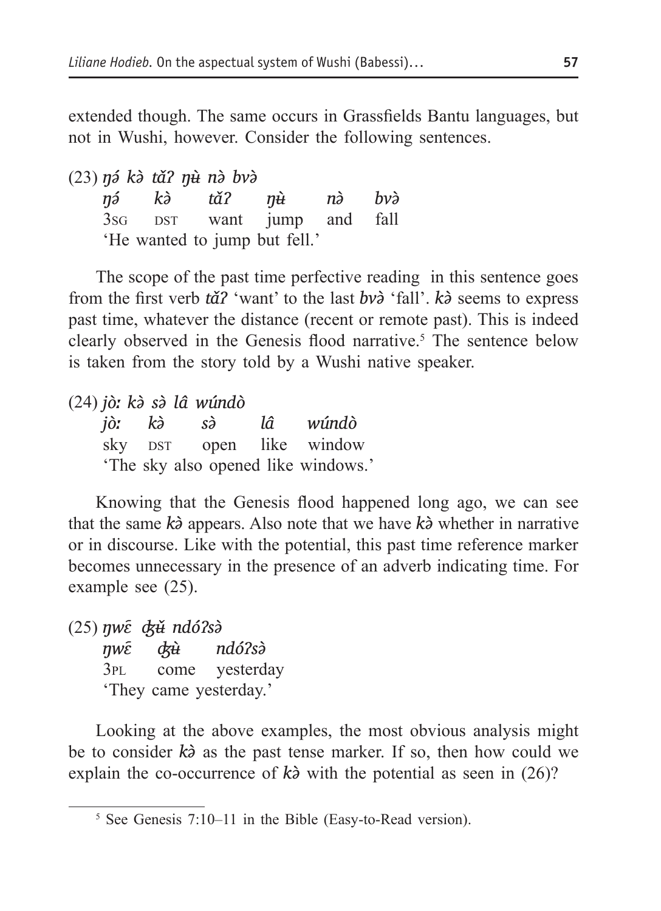extended though. The same occurs in Grassfields Bantu languages, but not in Wushi, however. Consider the following sentences.

(23) *ŋə́ kə̀ tǎʔ ŋʉ̀ nə̀ bvə̀*

| *ŋə́* | *kə̀* | *tǎʔ* | *ŋʉ̀* | *nə̀* | *bvə̀* |
|---|---|---|---|---|---|
| 3SG | DST | want | jump | and | fall |

'He wanted to jump but fell.'

The scope of the past time perfective reading in this sentence goes from the first verb ***tǎʔ*** 'want' to the last ***bvə̀*** 'fall'. ***kə̀*** seems to express past time, whatever the distance (recent or remote past). This is indeed clearly observed in the Genesis flood narrative.[5] The sentence below is taken from the story told by a Wushi native speaker.

(24) *jò: kə̀ sə̀ lâ wúndò*

| *jò:* | *kə̀* | *sə̀* | *lâ* | *wúndò* |
|---|---|---|---|---|
| sky | DST | open | like | window |

'The sky also opened like windows.'

Knowing that the Genesis flood happened long ago, we can see that the same ***kə̀*** appears. Also note that we have ***kə̀*** whether in narrative or in discourse. Like with the potential, this past time reference marker becomes unnecessary in the presence of an adverb indicating time. For example see (25).

(25) *ŋwɛ̄ ʤʉ̌ ndóʔsə̀*

| *ŋwɛ̄* | *ʤʉ̀* | *ndóʔsə̀* |
|---|---|---|
| 3PL | come | yesterday |

'They came yesterday.'

Looking at the above examples, the most obvious analysis might be to consider ***kə̀*** as the past tense marker. If so, then how could we explain the co-occurrence of ***kə̀*** with the potential as seen in (26)?

[5] See Genesis 7:10–11 in the Bible (Easy-to-Read version).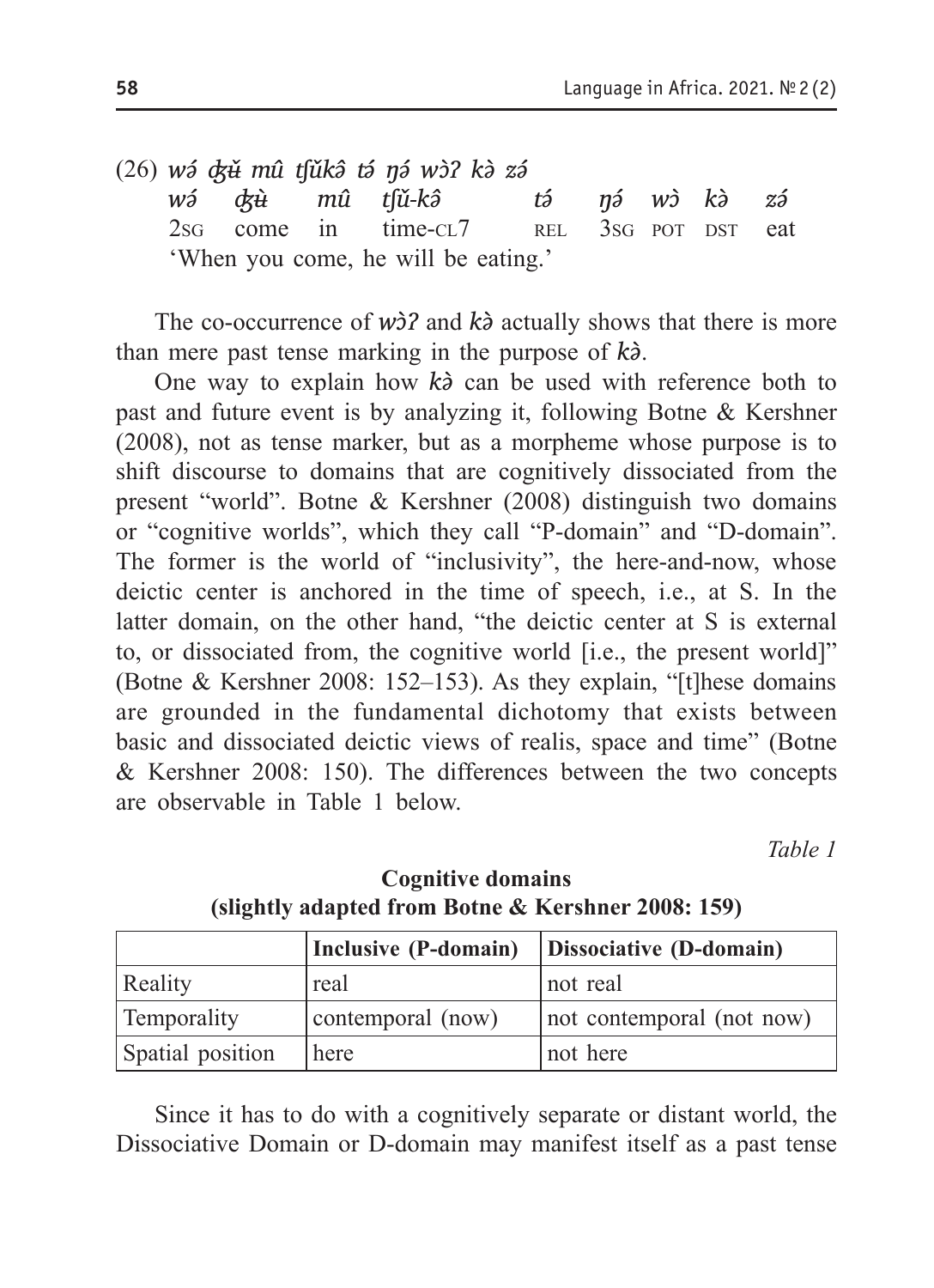(26) *wə́ ʤǔ mû tʃŭkə̂ tə́ ŋə́ wɔ̀ʔ kə̀ zə́*

| *wə́* | *ʤʉ̀* | *mû* | *tʃŭ-kə̂* | *tə́* | *ŋə́* | *wɔ̀* | *kə̀* | *zə́* |
|---|---|---|---|---|---|---|---|---|
| 2SG | come | in | time-CL7 | REL | 3SG | POT | DST | eat |

'When you come, he will be eating.'

The co-occurrence of *wɔ̀ʔ* and *kə̀* actually shows that there is more than mere past tense marking in the purpose of *kə̀*.

One way to explain how *kə̀* can be used with reference both to past and future event is by analyzing it, following Botne & Kershner (2008), not as tense marker, but as a morpheme whose purpose is to shift discourse to domains that are cognitively dissociated from the present "world". Botne & Kershner (2008) distinguish two domains or "cognitive worlds", which they call "P-domain" and "D-domain". The former is the world of "inclusivity", the here-and-now, whose deictic center is anchored in the time of speech, i.e., at S. In the latter domain, on the other hand, "the deictic center at S is external to, or dissociated from, the cognitive world [i.e., the present world]" (Botne & Kershner 2008: 152–153). As they explain, "[t]hese domains are grounded in the fundamental dichotomy that exists between basic and dissociated deictic views of realis, space and time" (Botne & Kershner 2008: 150). The differences between the two concepts are observable in Table 1 below.

*Table 1*

**Cognitive domains (slightly adapted from Botne & Kershner 2008: 159)**

| | Inclusive (P-domain) | Dissociative (D-domain) |
|---|---|---|
| Reality | real | not real |
| Temporality | contemporal (now) | not contemporal (not now) |
| Spatial position | here | not here |

Since it has to do with a cognitively separate or distant world, the Dissociative Domain or D-domain may manifest itself as a past tense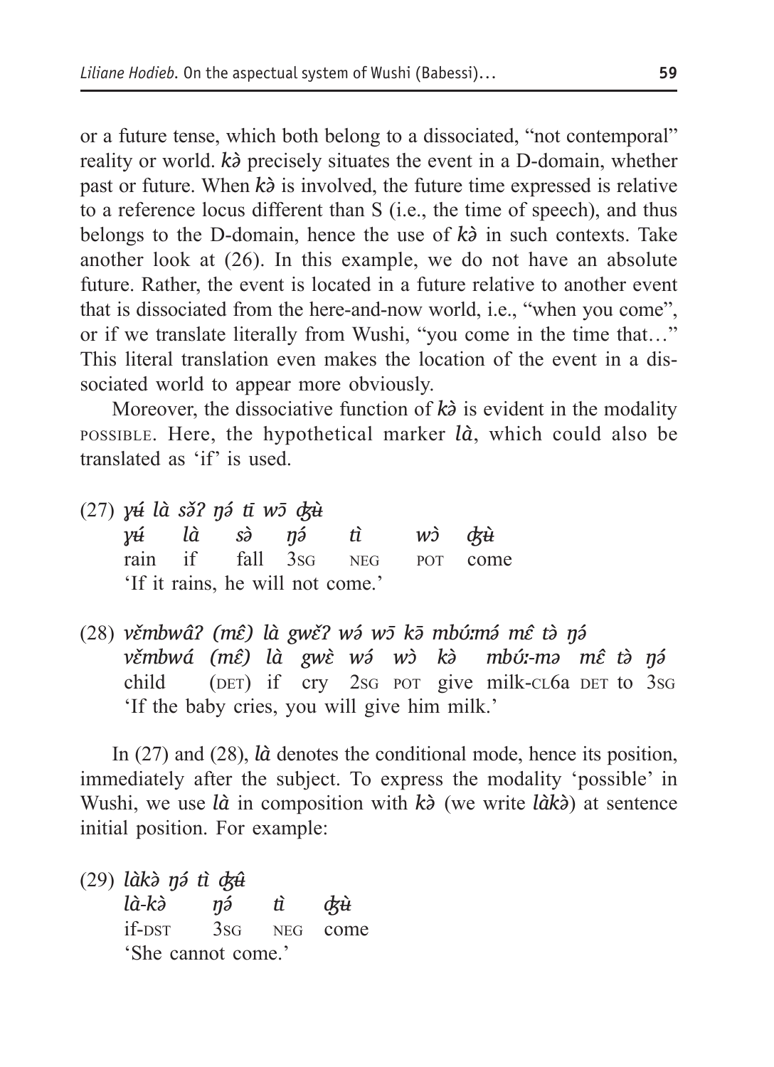or a future tense, which both belong to a dissociated, "not contemporal" reality or world. *kə̀* precisely situates the event in a D-domain, whether past or future. When *kə̀* is involved, the future time expressed is relative to a reference locus different than S (i.e., the time of speech), and thus belongs to the D-domain, hence the use of *kə̀* in such contexts. Take another look at (26). In this example, we do not have an absolute future. Rather, the event is located in a future relative to another event that is dissociated from the here-and-now world, i.e., "when you come", or if we translate literally from Wushi, "you come in the time that…" This literal translation even makes the location of the event in a dissociated world to appear more obviously.

Moreover, the dissociative function of *kə̀* is evident in the modality POSSIBLE. Here, the hypothetical marker *là*, which could also be translated as 'if' is used.

(27) *ɣʉ́ là sə̌ʔ ŋə́ tī wɔ̄ ʤʉ̀*

| *ɣʉ́* | *là* | *sə̀* | *ŋə́* | *tì* | *wɔ̀* | *ʤʉ̀* |
|---|---|---|---|---|---|---|
| rain | if | fall | 3SG | NEG | POT | come |

'If it rains, he will not come.'

(28) *vɛ̌mbwâʔ (mɛ̂) là gwɛ̌ʔ wə́ wɔ̄ kə̄ mbʊ́ːmə́ mɛ̂ tə̀ ŋə́*

| *vɛ̌mbwá* | *(mɛ̂)* | *là* | *gwɛ̀* | *wə́* | *wɔ̀* | *kə̀* | *mbʊ́ː-mə* | *mɛ̂* | *tə̀* | *ŋə́* |
|---|---|---|---|---|---|---|---|---|---|---|
| child | (DET) | if | cry | 2SG | POT | give | milk-CL6a | DET | to | 3SG |

'If the baby cries, you will give him milk.'

In (27) and (28), *là* denotes the conditional mode, hence its position, immediately after the subject. To express the modality 'possible' in Wushi, we use *là* in composition with *kə̀* (we write *làkə̀*) at sentence initial position. For example:

(29) *làkə̀ ŋə́ tì ʤʉ̂*

| *là-kə̀* | *ŋə́* | *tì* | *ʤʉ̀* |
|---|---|---|---|
| if-DST | 3SG | NEG | come |

'She cannot come.'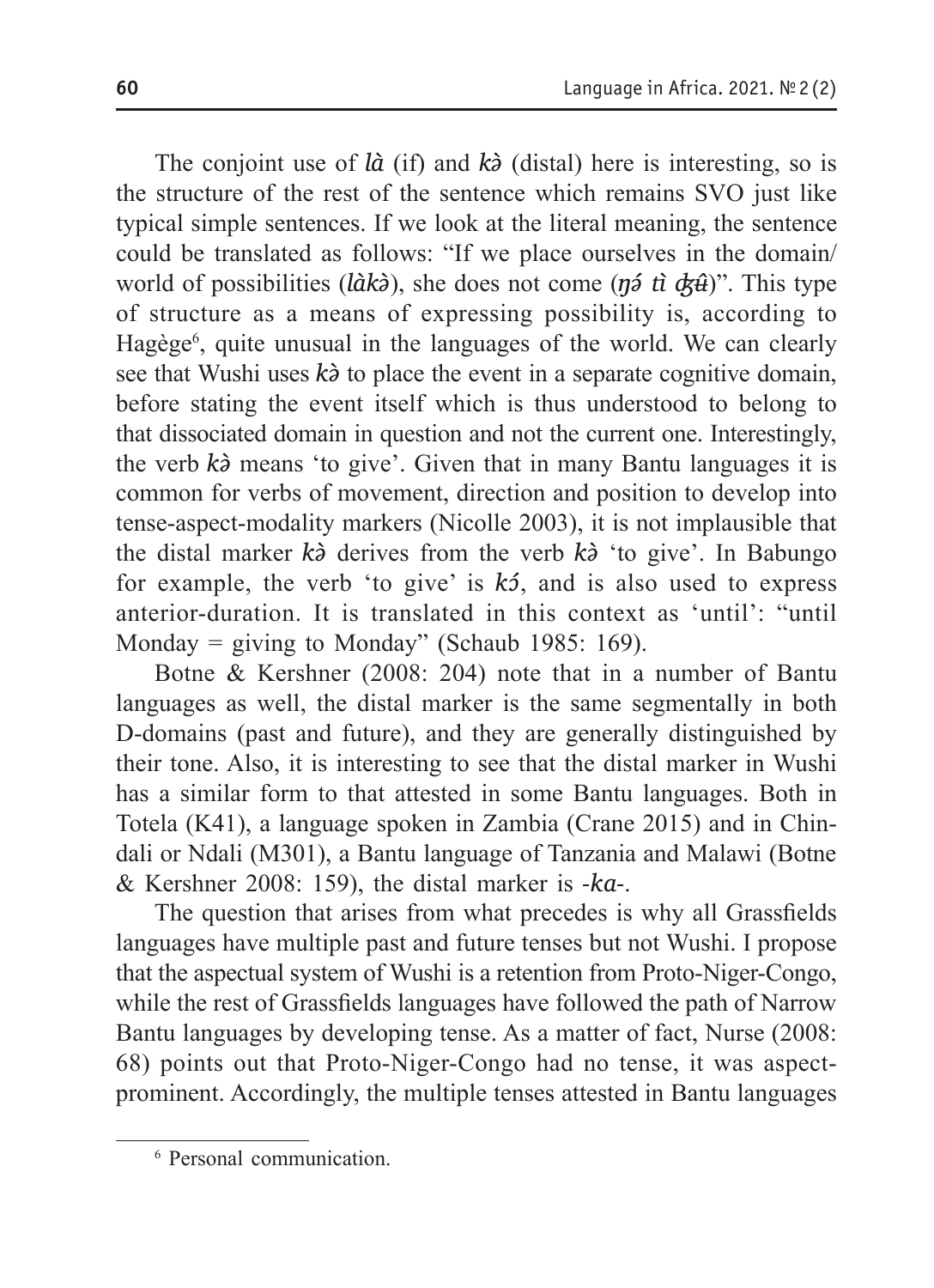The conjoint use of *là* (if) and *kə̀* (distal) here is interesting, so is the structure of the rest of the sentence which remains SVO just like typical simple sentences. If we look at the literal meaning, the sentence could be translated as follows: "If we place ourselves in the domain/ world of possibilities (*làkə̀*), she does not come (*ŋə́ tì ʤʉ̂*)". This type of structure as a means of expressing possibility is, according to Hagège[6], quite unusual in the languages of the world. We can clearly see that Wushi uses *kə̀* to place the event in a separate cognitive domain, before stating the event itself which is thus understood to belong to that dissociated domain in question and not the current one. Interestingly, the verb *kə̀* means 'to give'. Given that in many Bantu languages it is common for verbs of movement, direction and position to develop into tense-aspect-modality markers (Nicolle 2003), it is not implausible that the distal marker *kə̀* derives from the verb *kə̀* 'to give'. In Babungo for example, the verb 'to give' is *kɔ́*, and is also used to express anterior-duration. It is translated in this context as 'until': "until Monday = giving to Monday" (Schaub 1985: 169).

Botne & Kershner (2008: 204) note that in a number of Bantu languages as well, the distal marker is the same segmentally in both D-domains (past and future), and they are generally distinguished by their tone. Also, it is interesting to see that the distal marker in Wushi has a similar form to that attested in some Bantu languages. Both in Totela (K41), a language spoken in Zambia (Crane 2015) and in Chindali or Ndali (M301), a Bantu language of Tanzania and Malawi (Botne & Kershner 2008: 159), the distal marker is *-ka-*.

The question that arises from what precedes is why all Grassfields languages have multiple past and future tenses but not Wushi. I propose that the aspectual system of Wushi is a retention from Proto-Niger-Congo, while the rest of Grassfields languages have followed the path of Narrow Bantu languages by developing tense. As a matter of fact, Nurse (2008: 68) points out that Proto-Niger-Congo had no tense, it was aspect-prominent. Accordingly, the multiple tenses attested in Bantu languages

[6] Personal communication.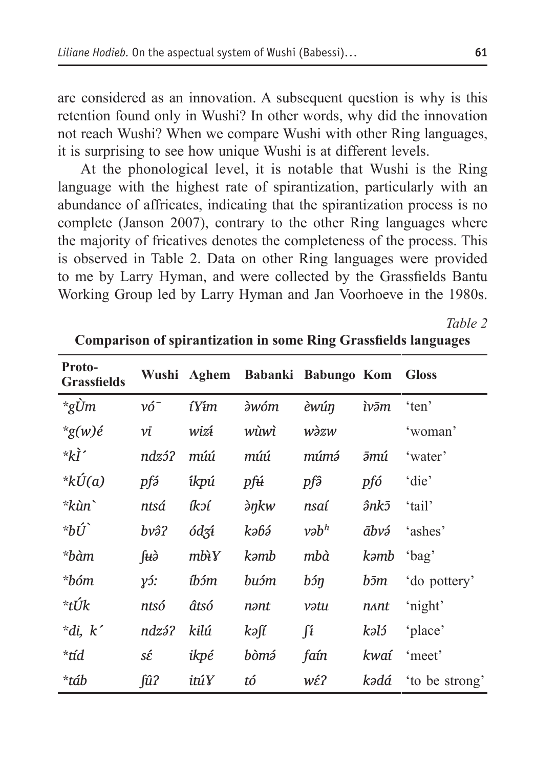are considered as an innovation. A subsequent question is why is this retention found only in Wushi? In other words, why did the innovation not reach Wushi? When we compare Wushi with other Ring languages, it is surprising to see how unique Wushi is at different levels.

At the phonological level, it is notable that Wushi is the Ring language with the highest rate of spirantization, particularly with an abundance of affricates, indicating that the spirantization process is no complete (Janson 2007), contrary to the other Ring languages where the majority of fricatives denotes the completeness of the process. This is observed in Table 2. Data on other Ring languages were provided to me by Larry Hyman, and were collected by the Grassfields Bantu Working Group led by Larry Hyman and Jan Voorhoeve in the 1980s.

*Table 2*

**Comparison of spirantization in some Ring Grassfields languages**

| Proto-Grassfields | Wushi | Aghem | Babanki | Babungo | Kom | Gloss |
|---|---|---|---|---|---|---|
| *\*gÙm* | *vó¯* | *íɤɨm* | *əwóm* | *èwúŋ* | *ìvām* | 'ten' |
| *\*g(w)é* | *vī* | *wizɨ́* | *wùwì* | *wəzw* | | 'woman' |
| *\*kÌ´* | *ndzɔ́ʔ* | *múú* | *múú* | *múmə́* | *āmú* | 'water' |
| *\*kÚ(a)* | *pfə́* | *íkpú* | *pfʉ́* | *pfə̂* | *pfó* | 'die' |
| *\*kùn`* | *ntsá* | *íkɔí* | *əŋkw* | *nsaí* | *ə̂nkɔ̄* | 'tail' |
| *\*bÚ`* | *bvə̂ʔ* | *ódʒɨ́* | *kəɓə́* | *vəbʰ* | *ābvə́* | 'ashes' |
| *\*bàm* | *ʃʉə̀* | *mbɨ̀ɤ* | *kəmb* | *mbà* | *kəmb* | 'bag' |
| *\*bóm* | *ɣɔ́:* | *íbɔ́m* | *buɔ́m* | *bɔ́ŋ* | *bɔ̄m* | 'do pottery' |
| *\*tÚk* | *ntsó* | *âtsó* | *nənt* | *vətu* | *nʌnt* | 'night' |
| *\*di, k´* | *ndzə́ʔ* | *kɨlú* | *kəʃí* | *ʃɨ* | *kəlɔ́* | 'place' |
| *\*tíd* | *sɛ́* | *ikpé* | *bòmə́* | *faín* | *kwaí* | 'meet' |
| *\*táb* | *ʃûʔ* | *itúɤ* | *tó* | *wɛ́ʔ* | *kədá* | 'to be strong' |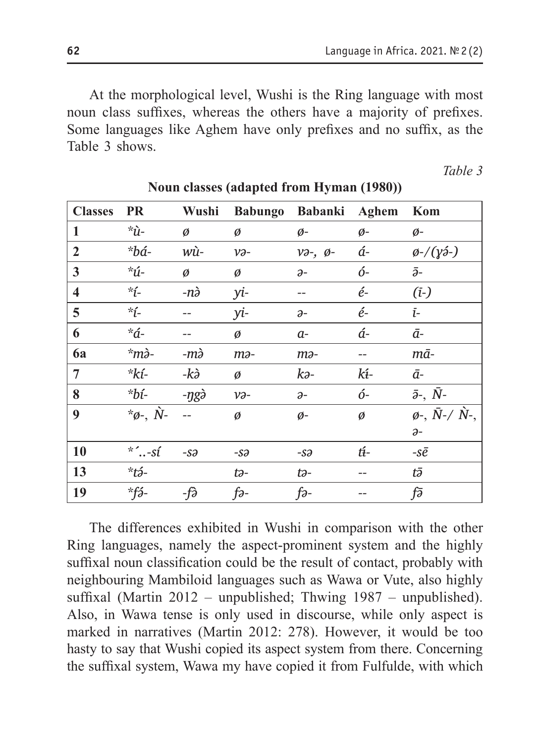At the morphological level, Wushi is the Ring language with most noun class suffixes, whereas the others have a majority of prefixes. Some languages like Aghem have only prefixes and no suffix, as the Table 3 shows.

*Table 3*

**Noun classes (adapted from Hyman (1980))**

| Classes | PR | Wushi | Babungo | Babanki | Aghem | Kom |
|---|---|---|---|---|---|---|
| **1** | *\*ù-* | *ø* | *ø* | *ø-* | *ø-* | *ø-* |
| **2** | *\*bá-* | *wù-* | *və-* | *və-, ø-* | *á-* | *ø-/(ɣə́-)* |
| **3** | *\*ú-* | *ø* | *ø* | *ə-* | *ó-* | *ə̄-* |
| **4** | *\*í-* | *-nə̀* | *yi-* | -- | *é-* | *(ī-)* |
| **5** | *\*í-* | -- | *yi-* | *ə-* | *é-* | *ī-* |
| **6** | *\*á-* | -- | *ø* | *a-* | *á-* | *ā-* |
| **6a** | *\*mə̀-* | *-mə̀* | *mə-* | *mə-* | -- | *mā-* |
| **7** | *\*kí-* | *-kə̀* | *ø* | *kə-* | *kɨ́-* | *ā-* |
| **8** | *\*bí-* | *-ŋgə̀* | *və-* | *ə-* | *ó-* | *ə̄-, N̄-* |
| **9** | *\*ø-, Ǹ-* | -- | *ø* | *ø-* | *ø* | *ø-, N̄-/ Ǹ-, ə-* |
| **10** | *\*´..-sí* | *-sə* | *-sə* | *-sə* | *tɨ́-* | *-sē* |
| **13** | *\*tə́-* | | *tə-* | *tə-* | -- | *tə̄* |
| **19** | *\*fə́-* | *-fə̀* | *fə-* | *fə-* | -- | *fə̄* |

The differences exhibited in Wushi in comparison with the other Ring languages, namely the aspect-prominent system and the highly suffixal noun classification could be the result of contact, probably with neighbouring Mambiloid languages such as Wawa or Vute, also highly suffixal (Martin 2012 – unpublished; Thwing 1987 – unpublished). Also, in Wawa tense is only used in discourse, while only aspect is marked in narratives (Martin 2012: 278). However, it would be too hasty to say that Wushi copied its aspect system from there. Concerning the suffixal system, Wawa my have copied it from Fulfulde, with which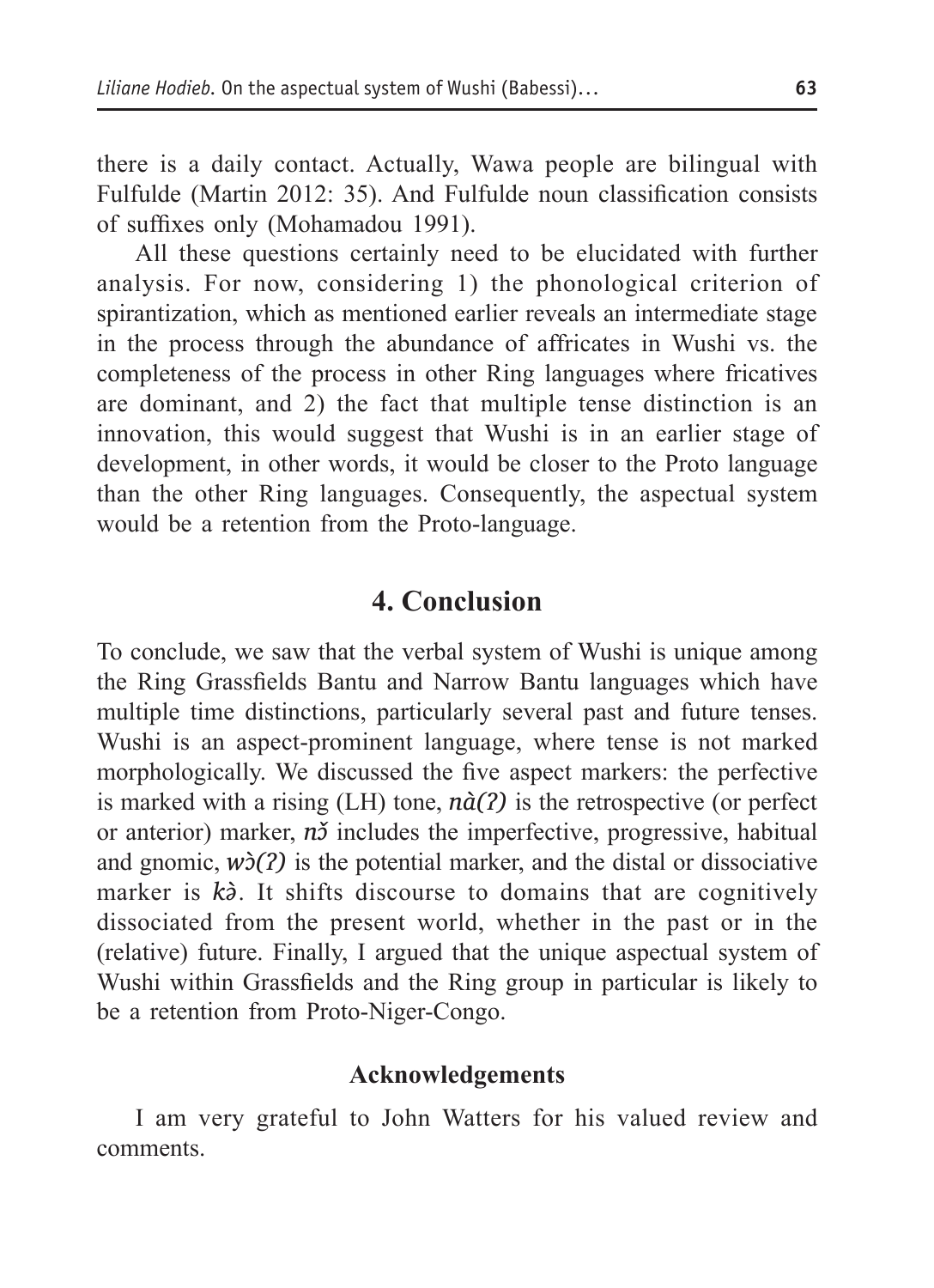there is a daily contact. Actually, Wawa people are bilingual with Fulfulde (Martin 2012: 35). And Fulfulde noun classification consists of suffixes only (Mohamadou 1991).

All these questions certainly need to be elucidated with further analysis. For now, considering 1) the phonological criterion of spirantization, which as mentioned earlier reveals an intermediate stage in the process through the abundance of affricates in Wushi vs. the completeness of the process in other Ring languages where fricatives are dominant, and 2) the fact that multiple tense distinction is an innovation, this would suggest that Wushi is in an earlier stage of development, in other words, it would be closer to the Proto language than the other Ring languages. Consequently, the aspectual system would be a retention from the Proto-language.

## 4. Conclusion

To conclude, we saw that the verbal system of Wushi is unique among the Ring Grassfields Bantu and Narrow Bantu languages which have multiple time distinctions, particularly several past and future tenses. Wushi is an aspect-prominent language, where tense is not marked morphologically. We discussed the five aspect markers: the perfective is marked with a rising (LH) tone, *nà(ʔ)* is the retrospective (or perfect or anterior) marker, *nɔ̌* includes the imperfective, progressive, habitual and gnomic, *wɔ̀(ʔ)* is the potential marker, and the distal or dissociative marker is *kə̀*. It shifts discourse to domains that are cognitively dissociated from the present world, whether in the past or in the (relative) future. Finally, I argued that the unique aspectual system of Wushi within Grassfields and the Ring group in particular is likely to be a retention from Proto-Niger-Congo.

### Acknowledgements

I am very grateful to John Watters for his valued review and comments.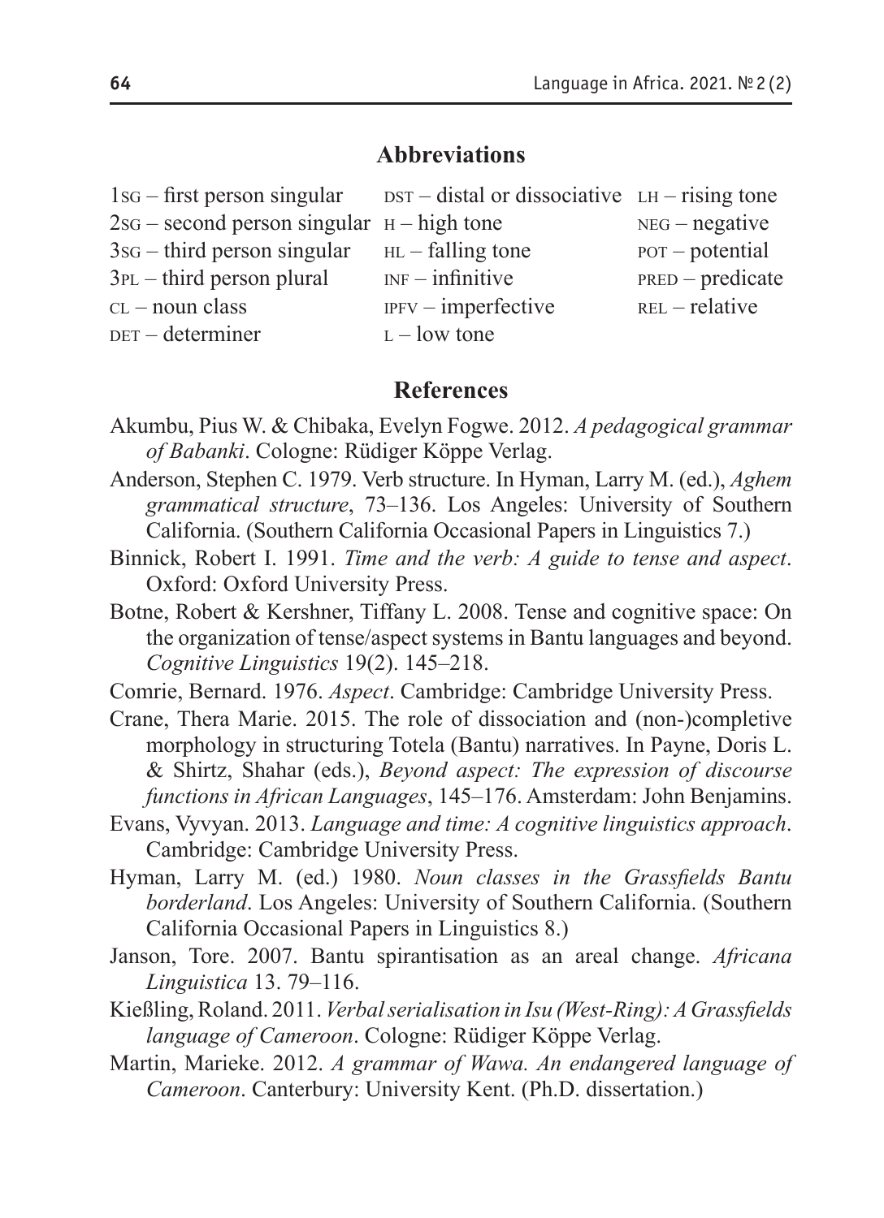## Abbreviations

1SG – first person singular
2SG – second person singular
3SG – third person singular
3PL – third person plural
CL – noun class
DET – determiner
DST – distal or dissociative
H – high tone
HL – falling tone
INF – infinitive
IPFV – imperfective
L – low tone
LH – rising tone
NEG – negative
POT – potential
PRED – predicate
REL – relative

## References

Akumbu, Pius W. & Chibaka, Evelyn Fogwe. 2012. *A pedagogical grammar of Babanki*. Cologne: Rüdiger Köppe Verlag.

Anderson, Stephen C. 1979. Verb structure. In Hyman, Larry M. (ed.), *Aghem grammatical structure*, 73–136. Los Angeles: University of Southern California. (Southern California Occasional Papers in Linguistics 7.)

Binnick, Robert I. 1991. *Time and the verb: A guide to tense and aspect*. Oxford: Oxford University Press.

Botne, Robert & Kershner, Tiffany L. 2008. Tense and cognitive space: On the organization of tense/aspect systems in Bantu languages and beyond. *Cognitive Linguistics* 19(2). 145–218.

Comrie, Bernard. 1976. *Aspect*. Cambridge: Cambridge University Press.

Crane, Thera Marie. 2015. The role of dissociation and (non-)completive morphology in structuring Totela (Bantu) narratives. In Payne, Doris L. & Shirtz, Shahar (eds.), *Beyond aspect: The expression of discourse functions in African Languages*, 145–176. Amsterdam: John Benjamins.

Evans, Vyvyan. 2013. *Language and time: A cognitive linguistics approach*. Cambridge: Cambridge University Press.

Hyman, Larry M. (ed.) 1980. *Noun classes in the Grassfields Bantu borderland*. Los Angeles: University of Southern California. (Southern California Occasional Papers in Linguistics 8.)

Janson, Tore. 2007. Bantu spirantisation as an areal change. *Africana Linguistica* 13. 79–116.

Kießling, Roland. 2011. *Verbal serialisation in Isu (West-Ring): A Grassfields language of Cameroon*. Cologne: Rüdiger Köppe Verlag.

Martin, Marieke. 2012. *A grammar of Wawa. An endangered language of Cameroon*. Canterbury: University Kent. (Ph.D. dissertation.)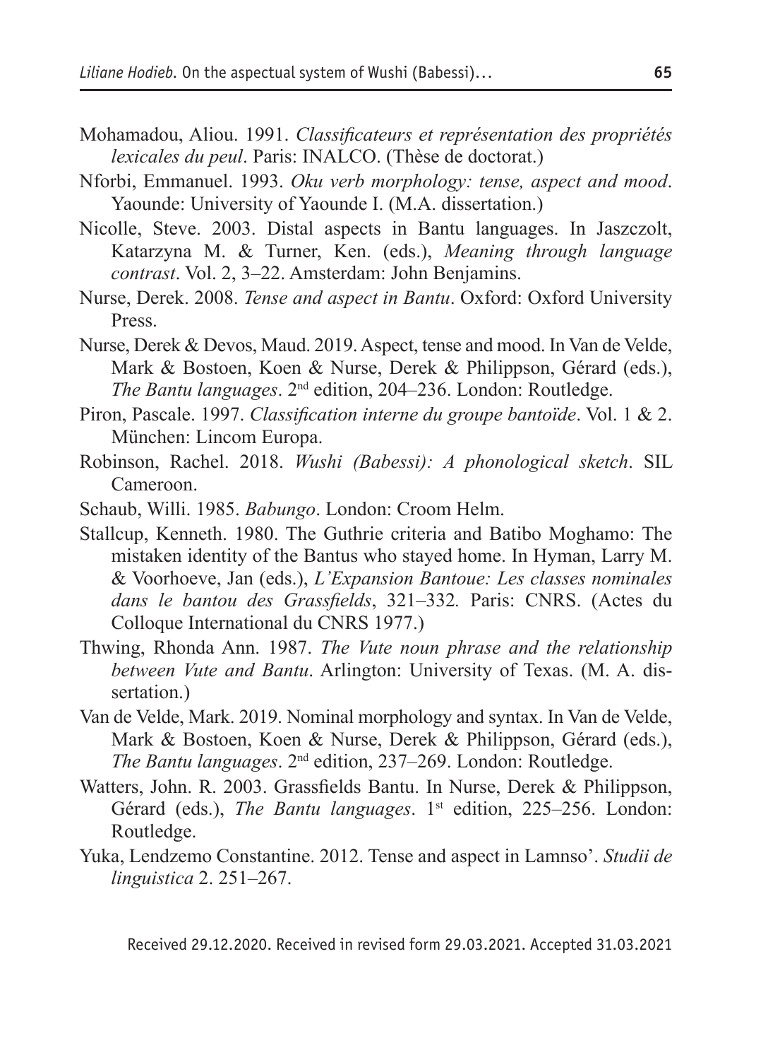Mohamadou, Aliou. 1991. *Classificateurs et représentation des propriétés lexicales du peul*. Paris: INALCO. (Thèse de doctorat.)

Nforbi, Emmanuel. 1993. *Oku verb morphology: tense, aspect and mood*. Yaounde: University of Yaounde I. (M.A. dissertation.)

Nicolle, Steve. 2003. Distal aspects in Bantu languages. In Jaszczolt, Katarzyna M. & Turner, Ken. (eds.), *Meaning through language contrast*. Vol. 2, 3–22. Amsterdam: John Benjamins.

Nurse, Derek. 2008. *Tense and aspect in Bantu*. Oxford: Oxford University Press.

Nurse, Derek & Devos, Maud. 2019. Aspect, tense and mood. In Van de Velde, Mark & Bostoen, Koen & Nurse, Derek & Philippson, Gérard (eds.), *The Bantu languages*. 2nd edition, 204–236. London: Routledge.

Piron, Pascale. 1997. *Classification interne du groupe bantoïde*. Vol. 1 & 2. München: Lincom Europa.

Robinson, Rachel. 2018. *Wushi (Babessi): A phonological sketch*. SIL Cameroon.

Schaub, Willi. 1985. *Babungo*. London: Croom Helm.

Stallcup, Kenneth. 1980. The Guthrie criteria and Batibo Moghamo: The mistaken identity of the Bantus who stayed home. In Hyman, Larry M. & Voorhoeve, Jan (eds.), *L'Expansion Bantoue: Les classes nominales dans le bantou des Grassfields*, 321–332. Paris: CNRS. (Actes du Colloque International du CNRS 1977.)

Thwing, Rhonda Ann. 1987. *The Vute noun phrase and the relationship between Vute and Bantu*. Arlington: University of Texas. (M. A. dissertation.)

Van de Velde, Mark. 2019. Nominal morphology and syntax. In Van de Velde, Mark & Bostoen, Koen & Nurse, Derek & Philippson, Gérard (eds.), *The Bantu languages*. 2nd edition, 237–269. London: Routledge.

Watters, John. R. 2003. Grassfields Bantu. In Nurse, Derek & Philippson, Gérard (eds.), *The Bantu languages*. 1st edition, 225–256. London: Routledge.

Yuka, Lendzemo Constantine. 2012. Tense and aspect in Lamnso'. *Studii de linguistica* 2. 251–267.

Received 29.12.2020. Received in revised form 29.03.2021. Accepted 31.03.2021